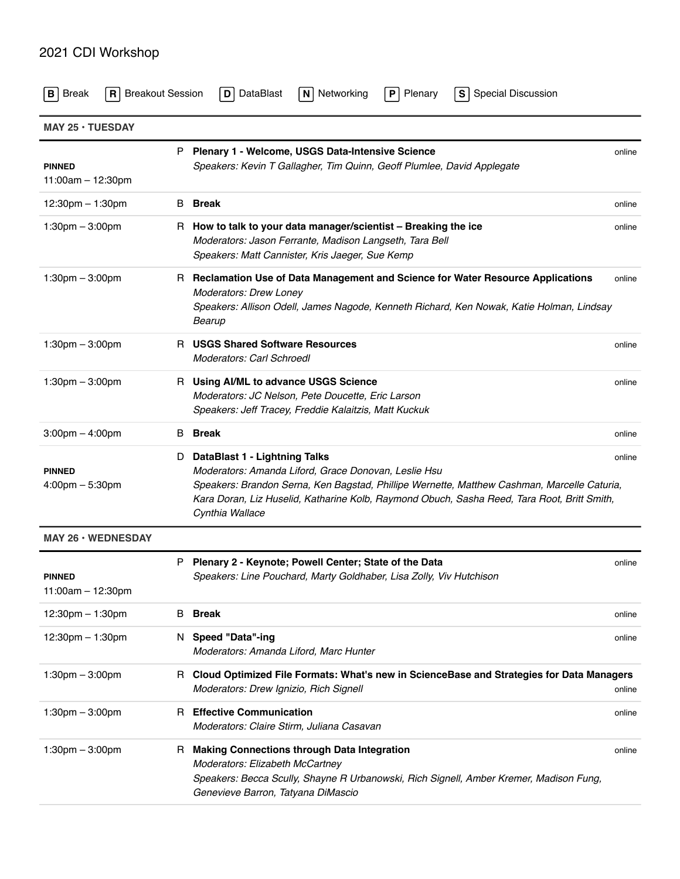# 2021 CDI Workshop

**B** Break **R** Breakout Session **D** DataBlast **N** Networking **P** Plenary **S** Special Discussion

## MAY 25 • TUESDAY

| Time | Type | Session | Location |
|---|---|---|---|
| **PINNED** 11:00am – 12:30pm | P | **Plenary 1 - Welcome, USGS Data-Intensive Science** *Speakers: Kevin T Gallagher, Tim Quinn, Geoff Plumlee, David Applegate* | online |
| 12:30pm – 1:30pm | B | **Break** | online |
| 1:30pm – 3:00pm | R | **How to talk to your data manager/scientist – Breaking the ice** *Moderators: Jason Ferrante, Madison Langseth, Tara Bell* *Speakers: Matt Cannister, Kris Jaeger, Sue Kemp* | online |
| 1:30pm – 3:00pm | R | **Reclamation Use of Data Management and Science for Water Resource Applications** *Moderators: Drew Loney* *Speakers: Allison Odell, James Nagode, Kenneth Richard, Ken Nowak, Katie Holman, Lindsay Bearup* | online |
| 1:30pm – 3:00pm | R | **USGS Shared Software Resources** *Moderators: Carl Schroedl* | online |
| 1:30pm – 3:00pm | R | **Using AI/ML to advance USGS Science** *Moderators: JC Nelson, Pete Doucette, Eric Larson* *Speakers: Jeff Tracey, Freddie Kalaitzis, Matt Kuckuk* | online |
| 3:00pm – 4:00pm | B | **Break** | online |
| **PINNED** 4:00pm – 5:30pm | D | **DataBlast 1 - Lightning Talks** *Moderators: Amanda Liford, Grace Donovan, Leslie Hsu* *Speakers: Brandon Serna, Ken Bagstad, Phillipe Wernette, Matthew Cashman, Marcelle Caturia, Kara Doran, Liz Huselid, Katharine Kolb, Raymond Obuch, Sasha Reed, Tara Root, Britt Smith, Cynthia Wallace* | online |

## MAY 26 • WEDNESDAY

| Time | Type | Session | Location |
|---|---|---|---|
| **PINNED** 11:00am – 12:30pm | P | **Plenary 2 - Keynote; Powell Center; State of the Data** *Speakers: Line Pouchard, Marty Goldhaber, Lisa Zolly, Viv Hutchison* | online |
| 12:30pm – 1:30pm | B | **Break** | online |
| 12:30pm – 1:30pm | N | **Speed "Data"-ing** *Moderators: Amanda Liford, Marc Hunter* | online |
| 1:30pm – 3:00pm | R | **Cloud Optimized File Formats: What's new in ScienceBase and Strategies for Data Managers** *Moderators: Drew Ignizio, Rich Signell* | online |
| 1:30pm – 3:00pm | R | **Effective Communication** *Moderators: Claire Stirm, Juliana Casavan* | online |
| 1:30pm – 3:00pm | R | **Making Connections through Data Integration** *Moderators: Elizabeth McCartney* *Speakers: Becca Scully, Shayne R Urbanowski, Rich Signell, Amber Kremer, Madison Fung, Genevieve Barron, Tatyana DiMascio* | online |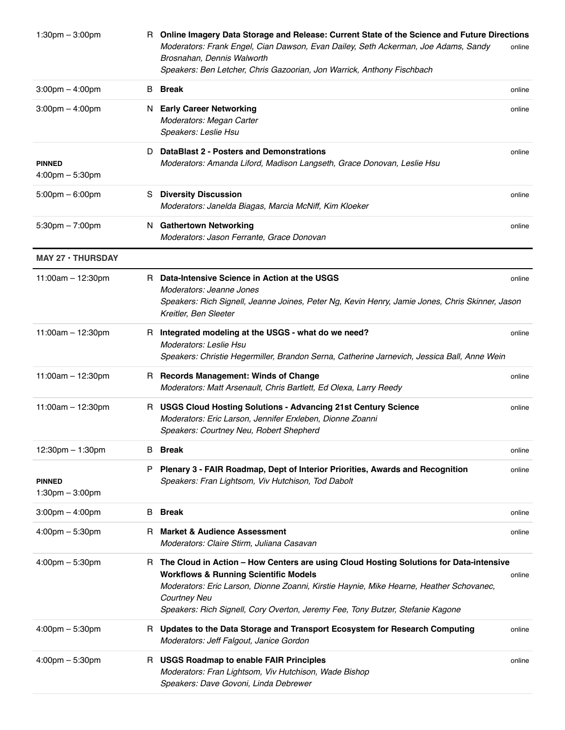| | | | |
|---|---|---|---|
| 1:30pm – 3:00pm | R | **Online Imagery Data Storage and Release: Current State of the Science and Future Directions**<br>*Moderators: Frank Engel, Cian Dawson, Evan Dailey, Seth Ackerman, Joe Adams, Sandy Brosnahan, Dennis Walworth*<br>*Speakers: Ben Letcher, Chris Gazoorian, Jon Warrick, Anthony Fischbach* | online |
| 3:00pm – 4:00pm | B | **Break** | online |
| 3:00pm – 4:00pm | N | **Early Career Networking**<br>*Moderators: Megan Carter*<br>*Speakers: Leslie Hsu* | online |
| **PINNED**<br>4:00pm – 5:30pm | D | **DataBlast 2 - Posters and Demonstrations**<br>*Moderators: Amanda Liford, Madison Langseth, Grace Donovan, Leslie Hsu* | online |
| 5:00pm – 6:00pm | S | **Diversity Discussion**<br>*Moderators: Janelda Biagas, Marcia McNiff, Kim Kloeker* | online |
| 5:30pm – 7:00pm | N | **Gathertown Networking**<br>*Moderators: Jason Ferrante, Grace Donovan* | online |

## MAY 27 · THURSDAY

| | | | |
|---|---|---|---|
| 11:00am – 12:30pm | R | **Data-Intensive Science in Action at the USGS**<br>*Moderators: Jeanne Jones*<br>*Speakers: Rich Signell, Jeanne Joines, Peter Ng, Kevin Henry, Jamie Jones, Chris Skinner, Jason Kreitler, Ben Sleeter* | online |
| 11:00am – 12:30pm | R | **Integrated modeling at the USGS - what do we need?**<br>*Moderators: Leslie Hsu*<br>*Speakers: Christie Hegermiller, Brandon Serna, Catherine Jarnevich, Jessica Ball, Anne Wein* | online |
| 11:00am – 12:30pm | R | **Records Management: Winds of Change**<br>*Moderators: Matt Arsenault, Chris Bartlett, Ed Olexa, Larry Reedy* | online |
| 11:00am – 12:30pm | R | **USGS Cloud Hosting Solutions - Advancing 21st Century Science**<br>*Moderators: Eric Larson, Jennifer Erxleben, Dionne Zoanni*<br>*Speakers: Courtney Neu, Robert Shepherd* | online |
| 12:30pm – 1:30pm | B | **Break** | online |
| **PINNED**<br>1:30pm – 3:00pm | P | **Plenary 3 - FAIR Roadmap, Dept of Interior Priorities, Awards and Recognition**<br>*Speakers: Fran Lightsom, Viv Hutchison, Tod Dabolt* | online |
| 3:00pm – 4:00pm | B | **Break** | online |
| 4:00pm – 5:30pm | R | **Market & Audience Assessment**<br>*Moderators: Claire Stirm, Juliana Casavan* | online |
| 4:00pm – 5:30pm | R | **The Cloud in Action – How Centers are using Cloud Hosting Solutions for Data-intensive Workflows & Running Scientific Models**<br>*Moderators: Eric Larson, Dionne Zoanni, Kirstie Haynie, Mike Hearne, Heather Schovanec, Courtney Neu*<br>*Speakers: Rich Signell, Cory Overton, Jeremy Fee, Tony Butzer, Stefanie Kagone* | online |
| 4:00pm – 5:30pm | R | **Updates to the Data Storage and Transport Ecosystem for Research Computing**<br>*Moderators: Jeff Falgout, Janice Gordon* | online |
| 4:00pm – 5:30pm | R | **USGS Roadmap to enable FAIR Principles**<br>*Moderators: Fran Lightsom, Viv Hutchison, Wade Bishop*<br>*Speakers: Dave Govoni, Linda Debrewer* | online |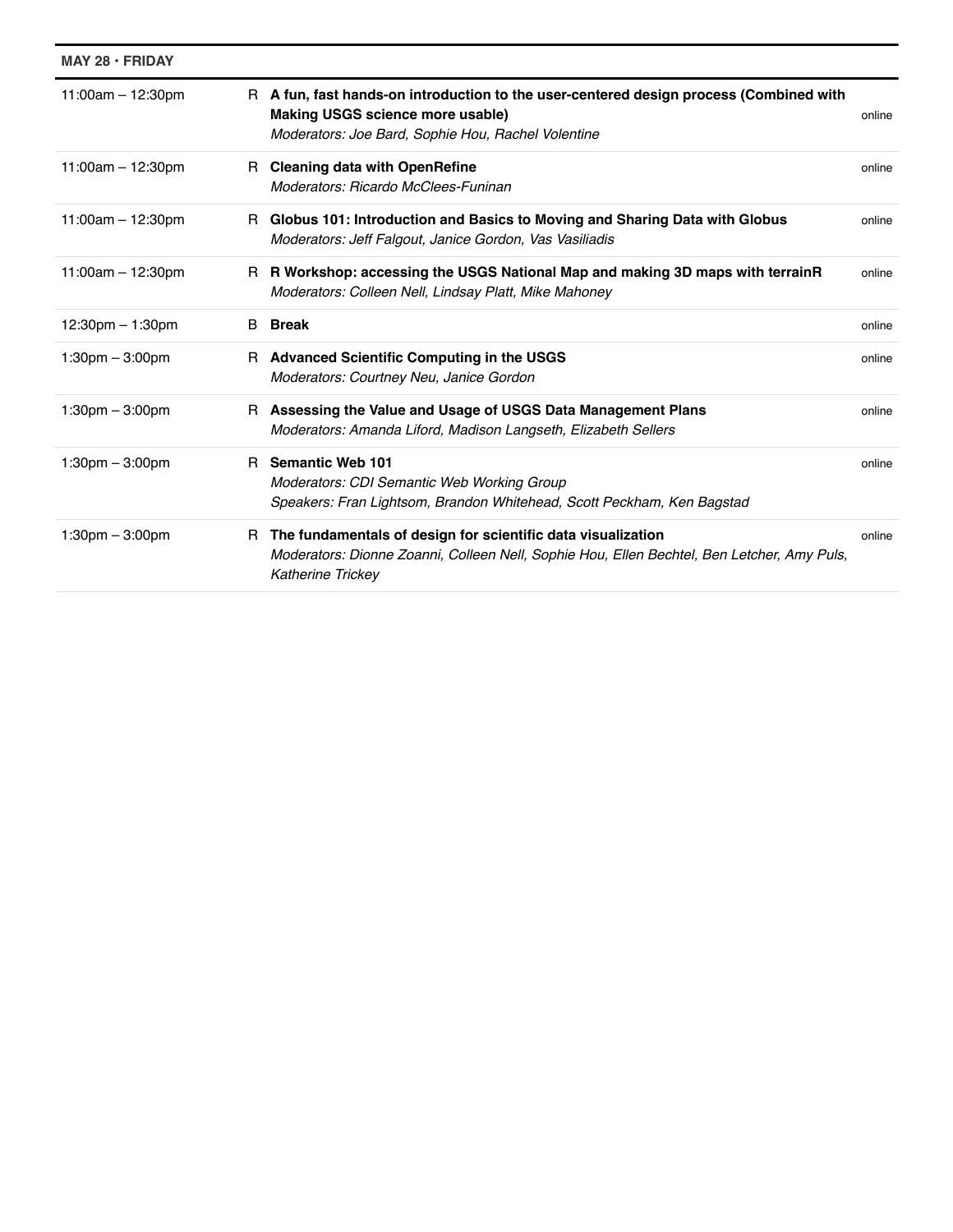| MAY 28 • FRIDAY | | | |
| --- | --- | --- | --- |
| 11:00am – 12:30pm | R | **A fun, fast hands-on introduction to the user-centered design process (Combined with Making USGS science more usable)**<br>*Moderators: Joe Bard, Sophie Hou, Rachel Volentine* | online |
| 11:00am – 12:30pm | R | **Cleaning data with OpenRefine**<br>*Moderators: Ricardo McClees-Funinan* | online |
| 11:00am – 12:30pm | R | **Globus 101: Introduction and Basics to Moving and Sharing Data with Globus**<br>*Moderators: Jeff Falgout, Janice Gordon, Vas Vasiliadis* | online |
| 11:00am – 12:30pm | R | **R Workshop: accessing the USGS National Map and making 3D maps with terrainR**<br>*Moderators: Colleen Nell, Lindsay Platt, Mike Mahoney* | online |
| 12:30pm – 1:30pm | B | **Break** | online |
| 1:30pm – 3:00pm | R | **Advanced Scientific Computing in the USGS**<br>*Moderators: Courtney Neu, Janice Gordon* | online |
| 1:30pm – 3:00pm | R | **Assessing the Value and Usage of USGS Data Management Plans**<br>*Moderators: Amanda Liford, Madison Langseth, Elizabeth Sellers* | online |
| 1:30pm – 3:00pm | R | **Semantic Web 101**<br>*Moderators: CDI Semantic Web Working Group*<br>*Speakers: Fran Lightsom, Brandon Whitehead, Scott Peckham, Ken Bagstad* | online |
| 1:30pm – 3:00pm | R | **The fundamentals of design for scientific data visualization**<br>*Moderators: Dionne Zoanni, Colleen Nell, Sophie Hou, Ellen Bechtel, Ben Letcher, Amy Puls, Katherine Trickey* | online |